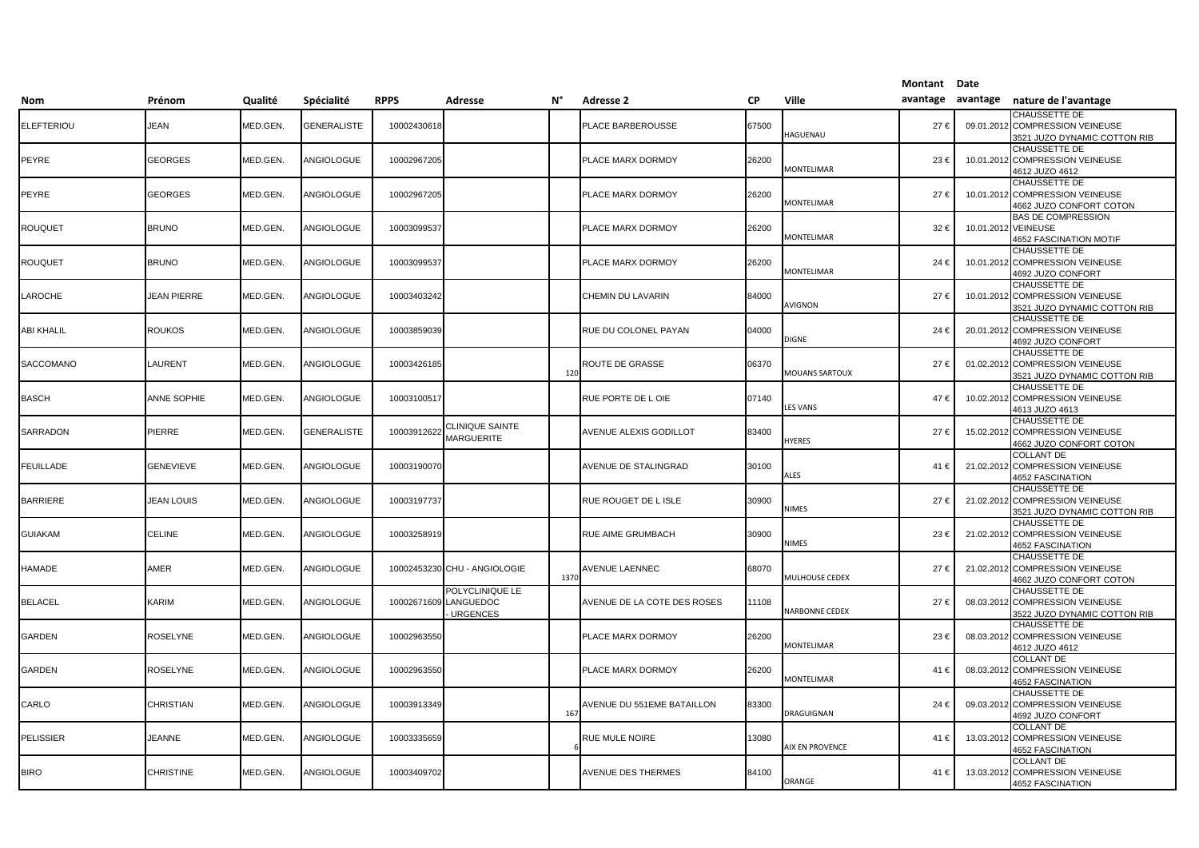| Nom | Prénom | Qualité | Spécialité | RPPS | Adresse | N° | Adresse 2 | CP | Ville | Montant avantage | Date avantage | nature de l'avantage |
|---|---|---|---|---|---|---|---|---|---|---|---|---|
| ELEFTERIOU | JEAN | MED.GEN. | GENERALISTE | 10002430618 | | | PLACE BARBEROUSSE | 67500 | HAGUENAU | 27 € | 09.01.2012 | CHAUSSETTE DE COMPRESSION VEINEUSE 3521 JUZO DYNAMIC COTTON RIB |
| PEYRE | GEORGES | MED.GEN. | ANGIOLOGUE | 10002967205 | | | PLACE MARX DORMOY | 26200 | MONTELIMAR | 23 € | 10.01.2012 | CHAUSSETTE DE COMPRESSION VEINEUSE 4612 JUZO 4612 |
| PEYRE | GEORGES | MED.GEN. | ANGIOLOGUE | 10002967205 | | | PLACE MARX DORMOY | 26200 | MONTELIMAR | 27 € | 10.01.2012 | CHAUSSETTE DE COMPRESSION VEINEUSE 4662 JUZO CONFORT COTON |
| ROUQUET | BRUNO | MED.GEN. | ANGIOLOGUE | 10003099537 | | | PLACE MARX DORMOY | 26200 | MONTELIMAR | 32 € | 10.01.2012 | BAS DE COMPRESSION VEINEUSE 4652 FASCINATION MOTIF |
| ROUQUET | BRUNO | MED.GEN. | ANGIOLOGUE | 10003099537 | | | PLACE MARX DORMOY | 26200 | MONTELIMAR | 24 € | 10.01.2012 | CHAUSSETTE DE COMPRESSION VEINEUSE 4692 JUZO CONFORT |
| LAROCHE | JEAN PIERRE | MED.GEN. | ANGIOLOGUE | 10003403242 | | | CHEMIN DU LAVARIN | 84000 | AVIGNON | 27 € | 10.01.2012 | CHAUSSETTE DE COMPRESSION VEINEUSE 3521 JUZO DYNAMIC COTTON RIB |
| ABI KHALIL | ROUKOS | MED.GEN. | ANGIOLOGUE | 10003859039 | | | RUE DU COLONEL PAYAN | 04000 | DIGNE | 24 € | 20.01.2012 | CHAUSSETTE DE COMPRESSION VEINEUSE 4692 JUZO CONFORT |
| SACCOMANO | LAURENT | MED.GEN. | ANGIOLOGUE | 10003426185 | | 120 | ROUTE DE GRASSE | 06370 | MOUANS SARTOUX | 27 € | 01.02.2012 | CHAUSSETTE DE COMPRESSION VEINEUSE 3521 JUZO DYNAMIC COTTON RIB |
| BASCH | ANNE SOPHIE | MED.GEN. | ANGIOLOGUE | 10003100517 | | | RUE PORTE DE L OIE | 07140 | LES VANS | 47 € | 10.02.2012 | CHAUSSETTE DE COMPRESSION VEINEUSE 4613 JUZO 4613 |
| SARRADON | PIERRE | MED.GEN. | GENERALISTE | 10003912622 | CLINIQUE SAINTE MARGUERITE | | AVENUE ALEXIS GODILLOT | 83400 | HYERES | 27 € | 15.02.2012 | CHAUSSETTE DE COMPRESSION VEINEUSE 4662 JUZO CONFORT COTON |
| FEUILLADE | GENEVIEVE | MED.GEN. | ANGIOLOGUE | 10003190070 | | | AVENUE DE STALINGRAD | 30100 | ALES | 41 € | 21.02.2012 | COLLANT DE COMPRESSION VEINEUSE 4652 FASCINATION |
| BARRIERE | JEAN LOUIS | MED.GEN. | ANGIOLOGUE | 10003197737 | | | RUE ROUGET DE L ISLE | 30900 | NIMES | 27 € | 21.02.2012 | CHAUSSETTE DE COMPRESSION VEINEUSE 3521 JUZO DYNAMIC COTTON RIB |
| GUIAKAM | CELINE | MED.GEN. | ANGIOLOGUE | 10003258919 | | | RUE AIME GRUMBACH | 30900 | NIMES | 23 € | 21.02.2012 | CHAUSSETTE DE COMPRESSION VEINEUSE 4652 FASCINATION |
| HAMADE | AMER | MED.GEN. | ANGIOLOGUE | 10002453230 | CHU - ANGIOLOGIE | 1370 | AVENUE LAENNEC | 68070 | MULHOUSE CEDEX | 27 € | 21.02.2012 | CHAUSSETTE DE COMPRESSION VEINEUSE 4662 JUZO CONFORT COTON |
| BELACEL | KARIM | MED.GEN. | ANGIOLOGUE | 10002671609 | POLYCLINIQUE LE LANGUEDOC - URGENCES | | AVENUE DE LA COTE DES ROSES | 11108 | NARBONNE CEDEX | 27 € | 08.03.2012 | CHAUSSETTE DE COMPRESSION VEINEUSE 3522 JUZO DYNAMIC COTTON RIB |
| GARDEN | ROSELYNE | MED.GEN. | ANGIOLOGUE | 10002963550 | | | PLACE MARX DORMOY | 26200 | MONTELIMAR | 23 € | 08.03.2012 | CHAUSSETTE DE COMPRESSION VEINEUSE 4612 JUZO 4612 |
| GARDEN | ROSELYNE | MED.GEN. | ANGIOLOGUE | 10002963550 | | | PLACE MARX DORMOY | 26200 | MONTELIMAR | 41 € | 08.03.2012 | COLLANT DE COMPRESSION VEINEUSE 4652 FASCINATION |
| CARLO | CHRISTIAN | MED.GEN. | ANGIOLOGUE | 10003913349 | | 167 | AVENUE DU 551EME BATAILLON | 83300 | DRAGUIGNAN | 24 € | 09.03.2012 | CHAUSSETTE DE COMPRESSION VEINEUSE 4692 JUZO CONFORT |
| PELISSIER | JEANNE | MED.GEN. | ANGIOLOGUE | 10003335659 | | 6 | RUE MULE NOIRE | 13080 | AIX EN PROVENCE | 41 € | 13.03.2012 | COLLANT DE COMPRESSION VEINEUSE 4652 FASCINATION |
| BIRO | CHRISTINE | MED.GEN. | ANGIOLOGUE | 10003409702 | | | AVENUE DES THERMES | 84100 | ORANGE | 41 € | 13.03.2012 | COLLANT DE COMPRESSION VEINEUSE 4652 FASCINATION |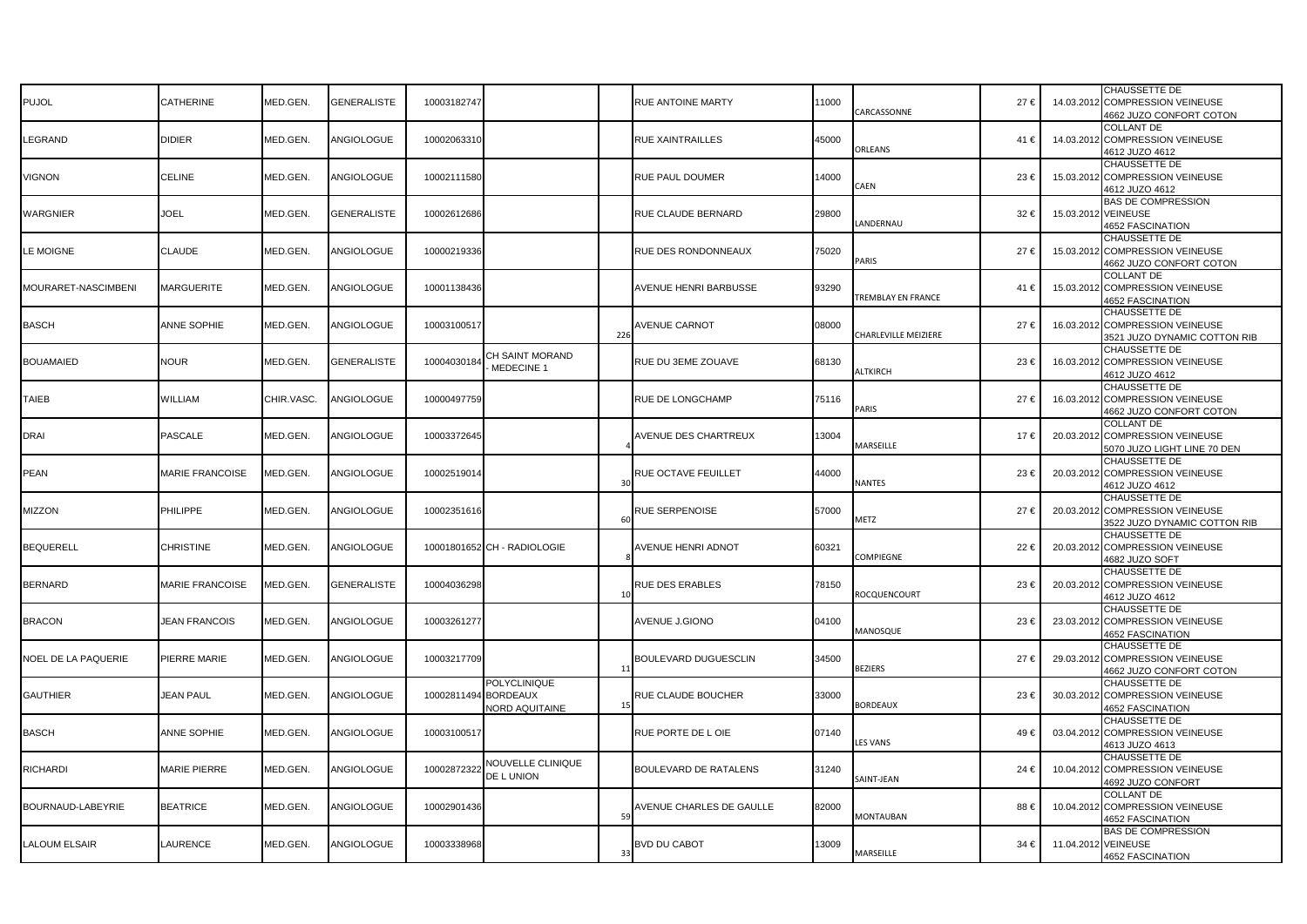| | | | | | | | | | | | | |
|---|---|---|---|---|---|---|---|---|---|---|---|---|
| PUJOL | CATHERINE | MED.GEN. | GENERALISTE | 10003182747 | | | RUE ANTOINE MARTY | 11000 | CARCASSONNE | 27 € | 14.03.2012 | CHAUSSETTE DE COMPRESSION VEINEUSE 4662 JUZO CONFORT COTON |
| LEGRAND | DIDIER | MED.GEN. | ANGIOLOGUE | 10002063310 | | | RUE XAINTRAILLES | 45000 | ORLEANS | 41 € | 14.03.2012 | COLLANT DE COMPRESSION VEINEUSE 4612 JUZO 4612 |
| VIGNON | CELINE | MED.GEN. | ANGIOLOGUE | 10002111580 | | | RUE PAUL DOUMER | 14000 | CAEN | 23 € | 15.03.2012 | CHAUSSETTE DE COMPRESSION VEINEUSE 4612 JUZO 4612 |
| WARGNIER | JOEL | MED.GEN. | GENERALISTE | 10002612686 | | | RUE CLAUDE BERNARD | 29800 | LANDERNAU | 32 € | 15.03.2012 | BAS DE COMPRESSION VEINEUSE 4652 FASCINATION |
| LE MOIGNE | CLAUDE | MED.GEN. | ANGIOLOGUE | 10000219336 | | | RUE DES RONDONNEAUX | 75020 | PARIS | 27 € | 15.03.2012 | CHAUSSETTE DE COMPRESSION VEINEUSE 4662 JUZO CONFORT COTON |
| MOURARET-NASCIMBENI | MARGUERITE | MED.GEN. | ANGIOLOGUE | 10001138436 | | | AVENUE HENRI BARBUSSE | 93290 | TREMBLAY EN FRANCE | 41 € | 15.03.2012 | COLLANT DE COMPRESSION VEINEUSE 4652 FASCINATION |
| BASCH | ANNE SOPHIE | MED.GEN. | ANGIOLOGUE | 10003100517 | | 226 | AVENUE CARNOT | 08000 | CHARLEVILLE MEIZIERE | 27 € | 16.03.2012 | CHAUSSETTE DE COMPRESSION VEINEUSE 3521 JUZO DYNAMIC COTTON RIB |
| BOUAMAIED | NOUR | MED.GEN. | GENERALISTE | 10004030184 | CH SAINT MORAND - MEDECINE 1 | | RUE DU 3EME ZOUAVE | 68130 | ALTKIRCH | 23 € | 16.03.2012 | CHAUSSETTE DE COMPRESSION VEINEUSE 4612 JUZO 4612 |
| TAIEB | WILLIAM | CHIR.VASC. | ANGIOLOGUE | 10000497759 | | | RUE DE LONGCHAMP | 75116 | PARIS | 27 € | 16.03.2012 | CHAUSSETTE DE COMPRESSION VEINEUSE 4662 JUZO CONFORT COTON |
| DRAI | PASCALE | MED.GEN. | ANGIOLOGUE | 10003372645 | | 4 | AVENUE DES CHARTREUX | 13004 | MARSEILLE | 17 € | 20.03.2012 | COLLANT DE COMPRESSION VEINEUSE 5070 JUZO LIGHT LINE 70 DEN |
| PEAN | MARIE FRANCOISE | MED.GEN. | ANGIOLOGUE | 10002519014 | | 30 | RUE OCTAVE FEUILLET | 44000 | NANTES | 23 € | 20.03.2012 | CHAUSSETTE DE COMPRESSION VEINEUSE 4612 JUZO 4612 |
| MIZZON | PHILIPPE | MED.GEN. | ANGIOLOGUE | 10002351616 | | 60 | RUE SERPENOISE | 57000 | METZ | 27 € | 20.03.2012 | CHAUSSETTE DE COMPRESSION VEINEUSE 3522 JUZO DYNAMIC COTTON RIB |
| BEQUERELL | CHRISTINE | MED.GEN. | ANGIOLOGUE | 10001801652 | CH - RADIOLOGIE | 8 | AVENUE HENRI ADNOT | 60321 | COMPIEGNE | 22 € | 20.03.2012 | CHAUSSETTE DE COMPRESSION VEINEUSE 4682 JUZO SOFT |
| BERNARD | MARIE FRANCOISE | MED.GEN. | GENERALISTE | 10004036298 | | 10 | RUE DES ERABLES | 78150 | ROCQUENCOURT | 23 € | 20.03.2012 | CHAUSSETTE DE COMPRESSION VEINEUSE 4612 JUZO 4612 |
| BRACON | JEAN FRANCOIS | MED.GEN. | ANGIOLOGUE | 10003261277 | | | AVENUE J.GIONO | 04100 | MANOSQUE | 23 € | 23.03.2012 | CHAUSSETTE DE COMPRESSION VEINEUSE 4652 FASCINATION |
| NOEL DE LA PAQUERIE | PIERRE MARIE | MED.GEN. | ANGIOLOGUE | 10003217709 | | 11 | BOULEVARD DUGUESCLIN | 34500 | BEZIERS | 27 € | 29.03.2012 | CHAUSSETTE DE COMPRESSION VEINEUSE 4662 JUZO CONFORT COTON |
| GAUTHIER | JEAN PAUL | MED.GEN. | ANGIOLOGUE | 10002811494 | POLYCLINIQUE BORDEAUX NORD AQUITAINE | 15 | RUE CLAUDE BOUCHER | 33000 | BORDEAUX | 23 € | 30.03.2012 | CHAUSSETTE DE COMPRESSION VEINEUSE 4652 FASCINATION |
| BASCH | ANNE SOPHIE | MED.GEN. | ANGIOLOGUE | 10003100517 | | | RUE PORTE DE L OIE | 07140 | LES VANS | 49 € | 03.04.2012 | CHAUSSETTE DE COMPRESSION VEINEUSE 4613 JUZO 4613 |
| RICHARDI | MARIE PIERRE | MED.GEN. | ANGIOLOGUE | 10002872322 | NOUVELLE CLINIQUE DE L UNION | | BOULEVARD DE RATALENS | 31240 | SAINT-JEAN | 24 € | 10.04.2012 | CHAUSSETTE DE COMPRESSION VEINEUSE 4692 JUZO CONFORT |
| BOURNAUD-LABEYRIE | BEATRICE | MED.GEN. | ANGIOLOGUE | 10002901436 | | 59 | AVENUE CHARLES DE GAULLE | 82000 | MONTAUBAN | 88 € | 10.04.2012 | COLLANT DE COMPRESSION VEINEUSE 4652 FASCINATION |
| LALOUM ELSAIR | LAURENCE | MED.GEN. | ANGIOLOGUE | 10003338968 | | 33 | BVD DU CABOT | 13009 | MARSEILLE | 34 € | 11.04.2012 | BAS DE COMPRESSION VEINEUSE 4652 FASCINATION |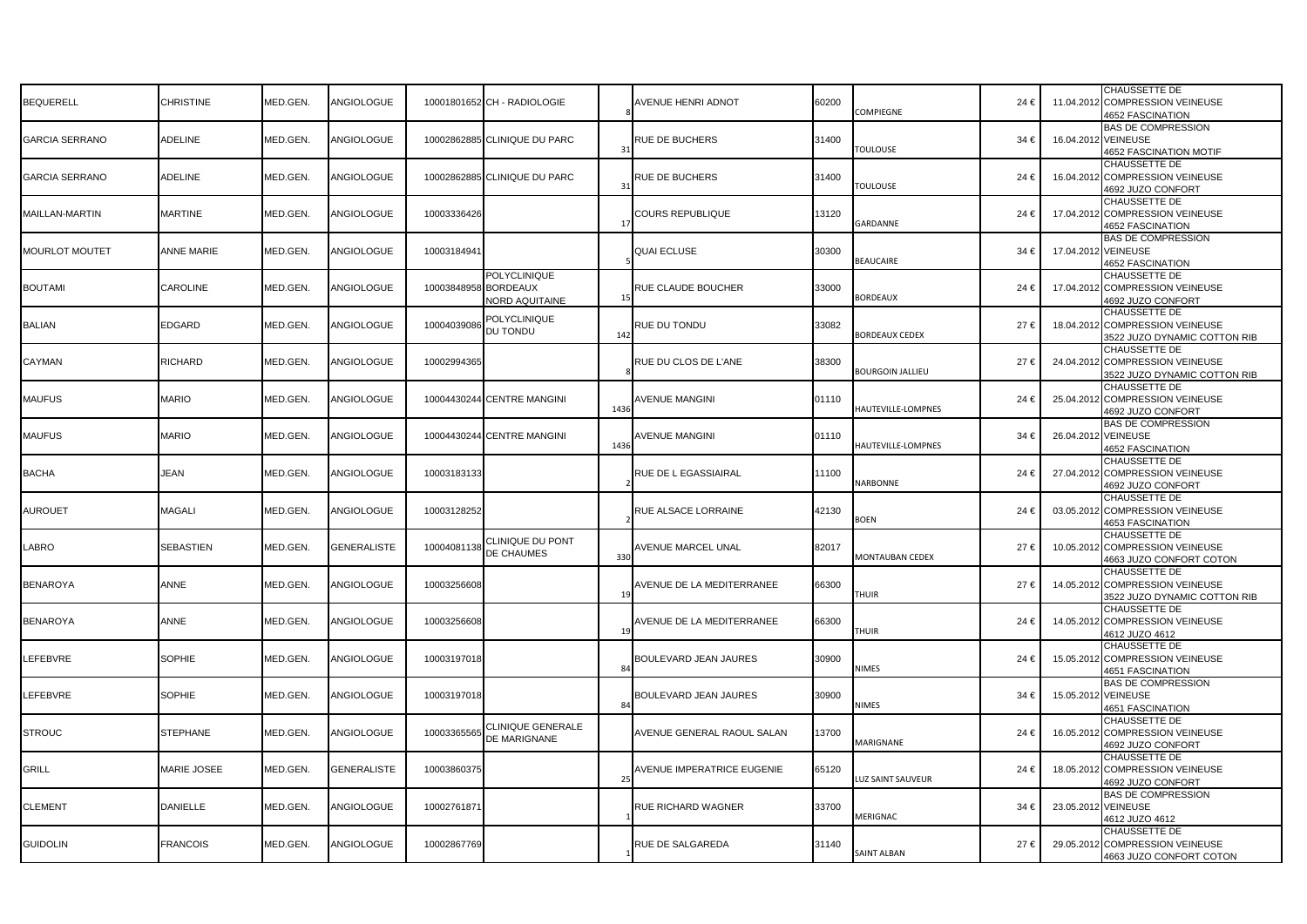| | | | | | | | | | | | | |
|---|---|---|---|---|---|---|---|---|---|---|---|---|
| BEQUERELL | CHRISTINE | MED.GEN. | ANGIOLOGUE | 10001801652 | CH - RADIOLOGIE | 8 | AVENUE HENRI ADNOT | 60200 | COMPIEGNE | 24 € | 11.04.2012 | CHAUSSETTE DE COMPRESSION VEINEUSE 4652 FASCINATION |
| GARCIA SERRANO | ADELINE | MED.GEN. | ANGIOLOGUE | 10002862885 | CLINIQUE DU PARC | 31 | RUE DE BUCHERS | 31400 | TOULOUSE | 34 € | 16.04.2012 | BAS DE COMPRESSION VEINEUSE 4652 FASCINATION MOTIF |
| GARCIA SERRANO | ADELINE | MED.GEN. | ANGIOLOGUE | 10002862885 | CLINIQUE DU PARC | 31 | RUE DE BUCHERS | 31400 | TOULOUSE | 24 € | 16.04.2012 | CHAUSSETTE DE COMPRESSION VEINEUSE 4692 JUZO CONFORT |
| MAILLAN-MARTIN | MARTINE | MED.GEN. | ANGIOLOGUE | 10003336426 | | 17 | COURS REPUBLIQUE | 13120 | GARDANNE | 24 € | 17.04.2012 | CHAUSSETTE DE COMPRESSION VEINEUSE 4652 FASCINATION |
| MOURLOT MOUTET | ANNE MARIE | MED.GEN. | ANGIOLOGUE | 10003184941 | | 5 | QUAI ECLUSE | 30300 | BEAUCAIRE | 34 € | 17.04.2012 | BAS DE COMPRESSION VEINEUSE 4652 FASCINATION |
| BOUTAMI | CAROLINE | MED.GEN. | ANGIOLOGUE | 10003848958 | POLYCLINIQUE BORDEAUX NORD AQUITAINE | 15 | RUE CLAUDE BOUCHER | 33000 | BORDEAUX | 24 € | 17.04.2012 | CHAUSSETTE DE COMPRESSION VEINEUSE 4692 JUZO CONFORT |
| BALIAN | EDGARD | MED.GEN. | ANGIOLOGUE | 10004039086 | POLYCLINIQUE DU TONDU | 142 | RUE DU TONDU | 33082 | BORDEAUX CEDEX | 27 € | 18.04.2012 | CHAUSSETTE DE COMPRESSION VEINEUSE 3522 JUZO DYNAMIC COTTON RIB |
| CAYMAN | RICHARD | MED.GEN. | ANGIOLOGUE | 10002994365 | | 8 | RUE DU CLOS DE L'ANE | 38300 | BOURGOIN JALLIEU | 27 € | 24.04.2012 | CHAUSSETTE DE COMPRESSION VEINEUSE 3522 JUZO DYNAMIC COTTON RIB |
| MAUFUS | MARIO | MED.GEN. | ANGIOLOGUE | 10004430244 | CENTRE MANGINI | 1436 | AVENUE MANGINI | 01110 | HAUTEVILLE-LOMPNES | 24 € | 25.04.2012 | CHAUSSETTE DE COMPRESSION VEINEUSE 4692 JUZO CONFORT |
| MAUFUS | MARIO | MED.GEN. | ANGIOLOGUE | 10004430244 | CENTRE MANGINI | 1436 | AVENUE MANGINI | 01110 | HAUTEVILLE-LOMPNES | 34 € | 26.04.2012 | BAS DE COMPRESSION VEINEUSE 4652 FASCINATION |
| BACHA | JEAN | MED.GEN. | ANGIOLOGUE | 10003183133 | | 2 | RUE DE L EGASSIAIRAL | 11100 | NARBONNE | 24 € | 27.04.2012 | CHAUSSETTE DE COMPRESSION VEINEUSE 4692 JUZO CONFORT |
| AUROUET | MAGALI | MED.GEN. | ANGIOLOGUE | 10003128252 | | 2 | RUE ALSACE LORRAINE | 42130 | BOEN | 24 € | 03.05.2012 | CHAUSSETTE DE COMPRESSION VEINEUSE 4653 FASCINATION |
| LABRO | SEBASTIEN | MED.GEN. | GENERALISTE | 10004081138 | CLINIQUE DU PONT DE CHAUMES | 330 | AVENUE MARCEL UNAL | 82017 | MONTAUBAN CEDEX | 27 € | 10.05.2012 | CHAUSSETTE DE COMPRESSION VEINEUSE 4663 JUZO CONFORT COTON |
| BENAROYA | ANNE | MED.GEN. | ANGIOLOGUE | 10003256608 | | 19 | AVENUE DE LA MEDITERRANEE | 66300 | THUIR | 27 € | 14.05.2012 | CHAUSSETTE DE COMPRESSION VEINEUSE 3522 JUZO DYNAMIC COTTON RIB |
| BENAROYA | ANNE | MED.GEN. | ANGIOLOGUE | 10003256608 | | 19 | AVENUE DE LA MEDITERRANEE | 66300 | THUIR | 24 € | 14.05.2012 | CHAUSSETTE DE COMPRESSION VEINEUSE 4612 JUZO 4612 |
| LEFEBVRE | SOPHIE | MED.GEN. | ANGIOLOGUE | 10003197018 | | 84 | BOULEVARD JEAN JAURES | 30900 | NIMES | 24 € | 15.05.2012 | CHAUSSETTE DE COMPRESSION VEINEUSE 4651 FASCINATION |
| LEFEBVRE | SOPHIE | MED.GEN. | ANGIOLOGUE | 10003197018 | | 84 | BOULEVARD JEAN JAURES | 30900 | NIMES | 34 € | 15.05.2012 | BAS DE COMPRESSION VEINEUSE 4651 FASCINATION |
| STROUC | STEPHANE | MED.GEN. | ANGIOLOGUE | 10003365565 | CLINIQUE GENERALE DE MARIGNANE | | AVENUE GENERAL RAOUL SALAN | 13700 | MARIGNANE | 24 € | 16.05.2012 | CHAUSSETTE DE COMPRESSION VEINEUSE 4692 JUZO CONFORT |
| GRILL | MARIE JOSEE | MED.GEN. | GENERALISTE | 10003860375 | | 25 | AVENUE IMPERATRICE EUGENIE | 65120 | LUZ SAINT SAUVEUR | 24 € | 18.05.2012 | CHAUSSETTE DE COMPRESSION VEINEUSE 4692 JUZO CONFORT |
| CLEMENT | DANIELLE | MED.GEN. | ANGIOLOGUE | 10002761871 | | 1 | RUE RICHARD WAGNER | 33700 | MERIGNAC | 34 € | 23.05.2012 | BAS DE COMPRESSION VEINEUSE 4612 JUZO 4612 |
| GUIDOLIN | FRANCOIS | MED.GEN. | ANGIOLOGUE | 10002867769 | | 1 | RUE DE SALGAREDA | 31140 | SAINT ALBAN | 27 € | 29.05.2012 | CHAUSSETTE DE COMPRESSION VEINEUSE 4663 JUZO CONFORT COTON |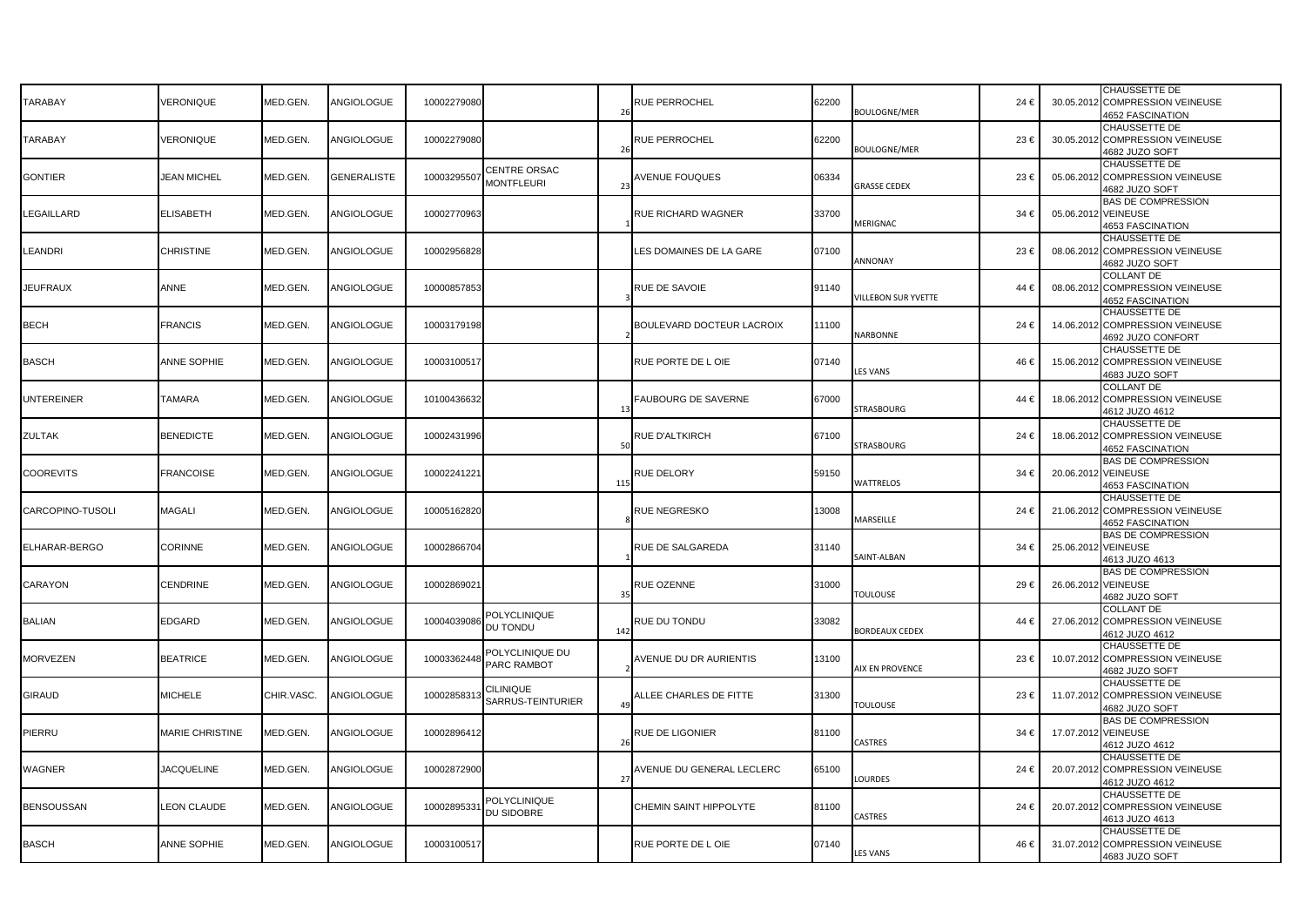| TARABAY | VERONIQUE | MED.GEN. | ANGIOLOGUE | 10002279080 | | 26 | RUE PERROCHEL | 62200 | BOULOGNE/MER | 24 € | 30.05.2012 | CHAUSSETTE DE COMPRESSION VEINEUSE 4652 FASCINATION |
|---|---|---|---|---|---|---|---|---|---|---|---|---|
| TARABAY | VERONIQUE | MED.GEN. | ANGIOLOGUE | 10002279080 | | 26 | RUE PERROCHEL | 62200 | BOULOGNE/MER | 23 € | 30.05.2012 | CHAUSSETTE DE COMPRESSION VEINEUSE 4682 JUZO SOFT |
| GONTIER | JEAN MICHEL | MED.GEN. | GENERALISTE | 10003295507 | CENTRE ORSAC MONTFLEURI | 23 | AVENUE FOUQUES | 06334 | GRASSE CEDEX | 23 € | 05.06.2012 | CHAUSSETTE DE COMPRESSION VEINEUSE 4682 JUZO SOFT |
| LEGAILLARD | ELISABETH | MED.GEN. | ANGIOLOGUE | 10002770963 | | 1 | RUE RICHARD WAGNER | 33700 | MERIGNAC | 34 € | 05.06.2012 | BAS DE COMPRESSION VEINEUSE 4653 FASCINATION |
| LEANDRI | CHRISTINE | MED.GEN. | ANGIOLOGUE | 10002956828 | | | LES DOMAINES DE LA GARE | 07100 | ANNONAY | 23 € | 08.06.2012 | CHAUSSETTE DE COMPRESSION VEINEUSE 4682 JUZO SOFT |
| JEUFRAUX | ANNE | MED.GEN. | ANGIOLOGUE | 10000857853 | | 3 | RUE DE SAVOIE | 91140 | VILLEBON SUR YVETTE | 44 € | 08.06.2012 | COLLANT DE COMPRESSION VEINEUSE 4652 FASCINATION |
| BECH | FRANCIS | MED.GEN. | ANGIOLOGUE | 10003179198 | | 2 | BOULEVARD DOCTEUR LACROIX | 11100 | NARBONNE | 24 € | 14.06.2012 | CHAUSSETTE DE COMPRESSION VEINEUSE 4692 JUZO CONFORT |
| BASCH | ANNE SOPHIE | MED.GEN. | ANGIOLOGUE | 10003100517 | | | RUE PORTE DE L OIE | 07140 | LES VANS | 46 € | 15.06.2012 | CHAUSSETTE DE COMPRESSION VEINEUSE 4683 JUZO SOFT |
| UNTEREINER | TAMARA | MED.GEN. | ANGIOLOGUE | 10100436632 | | 13 | FAUBOURG DE SAVERNE | 67000 | STRASBOURG | 44 € | 18.06.2012 | COLLANT DE COMPRESSION VEINEUSE 4612 JUZO 4612 |
| ZULTAK | BENEDICTE | MED.GEN. | ANGIOLOGUE | 10002431996 | | 50 | RUE D'ALTKIRCH | 67100 | STRASBOURG | 24 € | 18.06.2012 | CHAUSSETTE DE COMPRESSION VEINEUSE 4652 FASCINATION |
| COOREVITS | FRANCOISE | MED.GEN. | ANGIOLOGUE | 10002241221 | | 115 | RUE DELORY | 59150 | WATTRELOS | 34 € | 20.06.2012 | BAS DE COMPRESSION VEINEUSE 4653 FASCINATION |
| CARCOPINO-TUSOLI | MAGALI | MED.GEN. | ANGIOLOGUE | 10005162820 | | 8 | RUE NEGRESKO | 13008 | MARSEILLE | 24 € | 21.06.2012 | CHAUSSETTE DE COMPRESSION VEINEUSE 4652 FASCINATION |
| ELHARAR-BERGO | CORINNE | MED.GEN. | ANGIOLOGUE | 10002866704 | | 1 | RUE DE SALGAREDA | 31140 | SAINT-ALBAN | 34 € | 25.06.2012 | BAS DE COMPRESSION VEINEUSE 4613 JUZO 4613 |
| CARAYON | CENDRINE | MED.GEN. | ANGIOLOGUE | 10002869021 | | 35 | RUE OZENNE | 31000 | TOULOUSE | 29 € | 26.06.2012 | BAS DE COMPRESSION VEINEUSE 4682 JUZO SOFT |
| BALIAN | EDGARD | MED.GEN. | ANGIOLOGUE | 10004039086 | POLYCLINIQUE DU TONDU | 142 | RUE DU TONDU | 33082 | BORDEAUX CEDEX | 44 € | 27.06.2012 | COLLANT DE COMPRESSION VEINEUSE 4612 JUZO 4612 |
| MORVEZEN | BEATRICE | MED.GEN. | ANGIOLOGUE | 10003362448 | POLYCLINIQUE DU PARC RAMBOT | 2 | AVENUE DU DR AURIENTIS | 13100 | AIX EN PROVENCE | 23 € | 10.07.2012 | CHAUSSETTE DE COMPRESSION VEINEUSE 4682 JUZO SOFT |
| GIRAUD | MICHELE | CHIR.VASC. | ANGIOLOGUE | 10002858313 | CILINIQUE SARRUS-TEINTURIER | 49 | ALLEE CHARLES DE FITTE | 31300 | TOULOUSE | 23 € | 11.07.2012 | CHAUSSETTE DE COMPRESSION VEINEUSE 4682 JUZO SOFT |
| PIERRU | MARIE CHRISTINE | MED.GEN. | ANGIOLOGUE | 10002896412 | | 26 | RUE DE LIGONIER | 81100 | CASTRES | 34 € | 17.07.2012 | BAS DE COMPRESSION VEINEUSE 4612 JUZO 4612 |
| WAGNER | JACQUELINE | MED.GEN. | ANGIOLOGUE | 10002872900 | | 27 | AVENUE DU GENERAL LECLERC | 65100 | LOURDES | 24 € | 20.07.2012 | CHAUSSETTE DE COMPRESSION VEINEUSE 4612 JUZO 4612 |
| BENSOUSSAN | LEON CLAUDE | MED.GEN. | ANGIOLOGUE | 10002895331 | POLYCLINIQUE DU SIDOBRE | | CHEMIN SAINT HIPPOLYTE | 81100 | CASTRES | 24 € | 20.07.2012 | CHAUSSETTE DE COMPRESSION VEINEUSE 4613 JUZO 4613 |
| BASCH | ANNE SOPHIE | MED.GEN. | ANGIOLOGUE | 10003100517 | | | RUE PORTE DE L OIE | 07140 | LES VANS | 46 € | 31.07.2012 | CHAUSSETTE DE COMPRESSION VEINEUSE 4683 JUZO SOFT |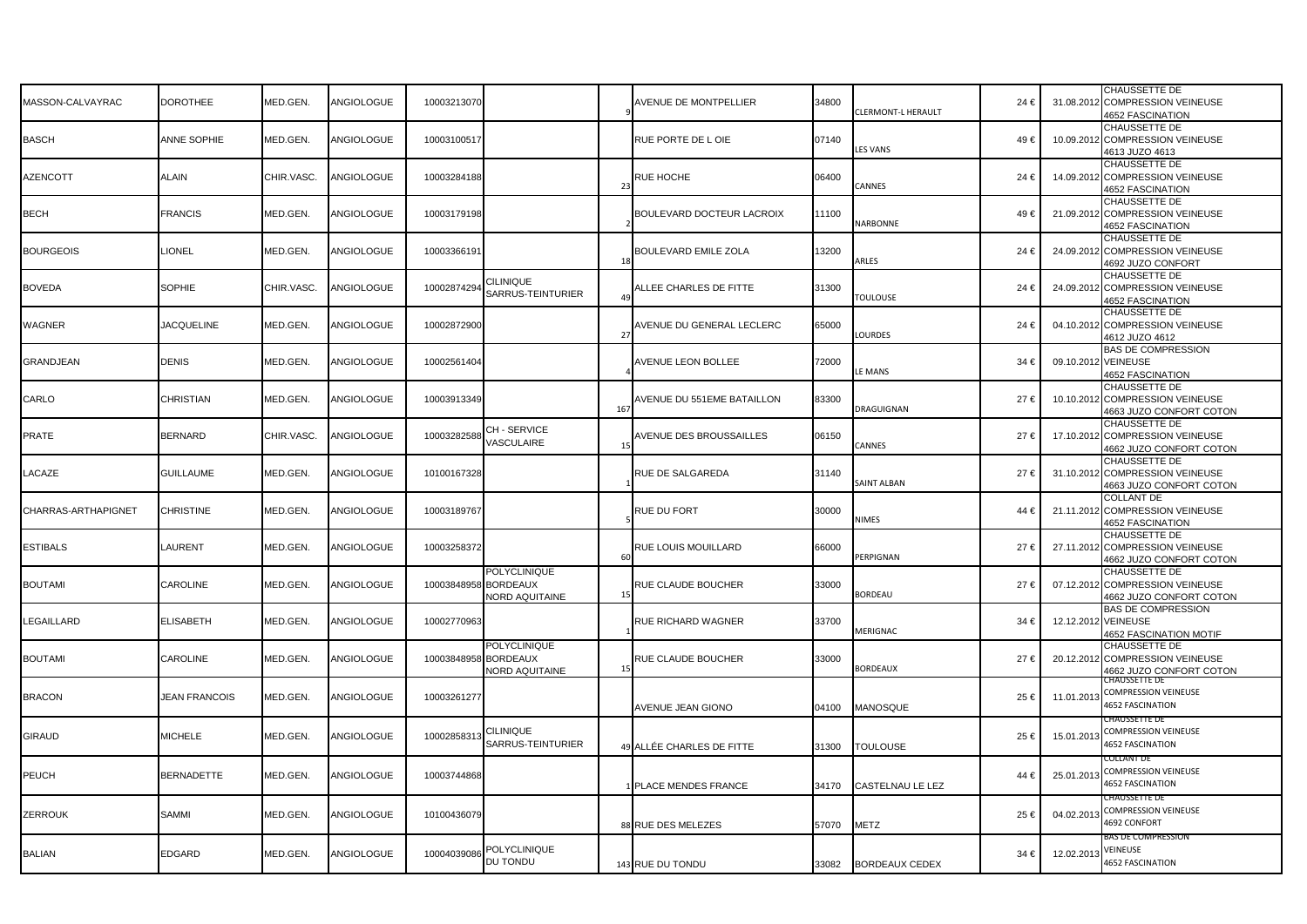| | | | | | | | | | | | | |
|---|---|---|---|---|---|---|---|---|---|---|---|---|
| MASSON-CALVAYRAC | DOROTHEE | MED.GEN. | ANGIOLOGUE | 10003213070 | | 9 | AVENUE DE MONTPELLIER | 34800 | CLERMONT-L HERAULT | 24 € | 31.08.2012 | CHAUSSETTE DE COMPRESSION VEINEUSE 4652 FASCINATION |
| BASCH | ANNE SOPHIE | MED.GEN. | ANGIOLOGUE | 10003100517 | | | RUE PORTE DE L OIE | 07140 | LES VANS | 49 € | 10.09.2012 | CHAUSSETTE DE COMPRESSION VEINEUSE 4613 JUZO 4613 |
| AZENCOTT | ALAIN | CHIR.VASC. | ANGIOLOGUE | 10003284188 | | 23 | RUE HOCHE | 06400 | CANNES | 24 € | 14.09.2012 | CHAUSSETTE DE COMPRESSION VEINEUSE 4652 FASCINATION |
| BECH | FRANCIS | MED.GEN. | ANGIOLOGUE | 10003179198 | | 2 | BOULEVARD DOCTEUR LACROIX | 11100 | NARBONNE | 49 € | 21.09.2012 | CHAUSSETTE DE COMPRESSION VEINEUSE 4652 FASCINATION |
| BOURGEOIS | LIONEL | MED.GEN. | ANGIOLOGUE | 10003366191 | | 18 | BOULEVARD EMILE ZOLA | 13200 | ARLES | 24 € | 24.09.2012 | CHAUSSETTE DE COMPRESSION VEINEUSE 4692 JUZO CONFORT |
| BOVEDA | SOPHIE | CHIR.VASC. | ANGIOLOGUE | 10002874294 | CILINIQUE SARRUS-TEINTURIER | 49 | ALLEE CHARLES DE FITTE | 31300 | TOULOUSE | 24 € | 24.09.2012 | CHAUSSETTE DE COMPRESSION VEINEUSE 4652 FASCINATION |
| WAGNER | JACQUELINE | MED.GEN. | ANGIOLOGUE | 10002872900 | | 27 | AVENUE DU GENERAL LECLERC | 65000 | LOURDES | 24 € | 04.10.2012 | CHAUSSETTE DE COMPRESSION VEINEUSE 4612 JUZO 4612 |
| GRANDJEAN | DENIS | MED.GEN. | ANGIOLOGUE | 10002561404 | | 4 | AVENUE LEON BOLLEE | 72000 | LE MANS | 34 € | 09.10.2012 | BAS DE COMPRESSION VEINEUSE 4652 FASCINATION |
| CARLO | CHRISTIAN | MED.GEN. | ANGIOLOGUE | 10003913349 | | 167 | AVENUE DU 551EME BATAILLON | 83300 | DRAGUIGNAN | 27 € | 10.10.2012 | CHAUSSETTE DE COMPRESSION VEINEUSE 4663 JUZO CONFORT COTON |
| PRATE | BERNARD | CHIR.VASC. | ANGIOLOGUE | 10003282588 | CH - SERVICE VASCULAIRE | 15 | AVENUE DES BROUSSAILLES | 06150 | CANNES | 27 € | 17.10.2012 | CHAUSSETTE DE COMPRESSION VEINEUSE 4662 JUZO CONFORT COTON |
| LACAZE | GUILLAUME | MED.GEN. | ANGIOLOGUE | 10100167328 | | 1 | RUE DE SALGAREDA | 31140 | SAINT ALBAN | 27 € | 31.10.2012 | CHAUSSETTE DE COMPRESSION VEINEUSE 4663 JUZO CONFORT COTON |
| CHARRAS-ARTHAPIGNET | CHRISTINE | MED.GEN. | ANGIOLOGUE | 10003189767 | | 5 | RUE DU FORT | 30000 | NIMES | 44 € | 21.11.2012 | COLLANT DE COMPRESSION VEINEUSE 4652 FASCINATION |
| ESTIBALS | LAURENT | MED.GEN. | ANGIOLOGUE | 10003258372 | | 60 | RUE LOUIS MOUILLARD | 66000 | PERPIGNAN | 27 € | 27.11.2012 | CHAUSSETTE DE COMPRESSION VEINEUSE 4662 JUZO CONFORT COTON |
| BOUTAMI | CAROLINE | MED.GEN. | ANGIOLOGUE | 10003848958 | POLYCLINIQUE BORDEAUX NORD AQUITAINE | 15 | RUE CLAUDE BOUCHER | 33000 | BORDEAU | 27 € | 07.12.2012 | CHAUSSETTE DE COMPRESSION VEINEUSE 4662 JUZO CONFORT COTON |
| LEGAILLARD | ELISABETH | MED.GEN. | ANGIOLOGUE | 10002770963 | | 1 | RUE RICHARD WAGNER | 33700 | MERIGNAC | 34 € | 12.12.2012 | BAS DE COMPRESSION VEINEUSE 4652 FASCINATION MOTIF |
| BOUTAMI | CAROLINE | MED.GEN. | ANGIOLOGUE | 10003848958 | POLYCLINIQUE BORDEAUX NORD AQUITAINE | 15 | RUE CLAUDE BOUCHER | 33000 | BORDEAUX | 27 € | 20.12.2012 | CHAUSSETTE DE COMPRESSION VEINEUSE 4662 JUZO CONFORT COTON |
| BRACON | JEAN FRANCOIS | MED.GEN. | ANGIOLOGUE | 10003261277 | | | AVENUE JEAN GIONO | 04100 | MANOSQUE | 25 € | 11.01.2013 | CHAUSSETTE DE COMPRESSION VEINEUSE 4652 FASCINATION |
| GIRAUD | MICHELE | MED.GEN. | ANGIOLOGUE | 10002858313 | CILINIQUE SARRUS-TEINTURIER | 49 | ALLÉE CHARLES DE FITTE | 31300 | TOULOUSE | 25 € | 15.01.2013 | CHAUSSETTE DE COMPRESSION VEINEUSE 4652 FASCINATION |
| PEUCH | BERNADETTE | MED.GEN. | ANGIOLOGUE | 10003744868 | | 1 | PLACE MENDES FRANCE | 34170 | CASTELNAU LE LEZ | 44 € | 25.01.2013 | COLLANT DE COMPRESSION VEINEUSE 4652 FASCINATION |
| ZERROUK | SAMMI | MED.GEN. | ANGIOLOGUE | 10100436079 | | 88 | RUE DES MELEZES | 57070 | METZ | 25 € | 04.02.2013 | CHAUSSETTE DE COMPRESSION VEINEUSE 4692 CONFORT |
| BALIAN | EDGARD | MED.GEN. | ANGIOLOGUE | 10004039086 | POLYCLINIQUE DU TONDU | 143 | RUE DU TONDU | 33082 | BORDEAUX CEDEX | 34 € | 12.02.2013 | BAS DE COMPRESSION VEINEUSE 4652 FASCINATION |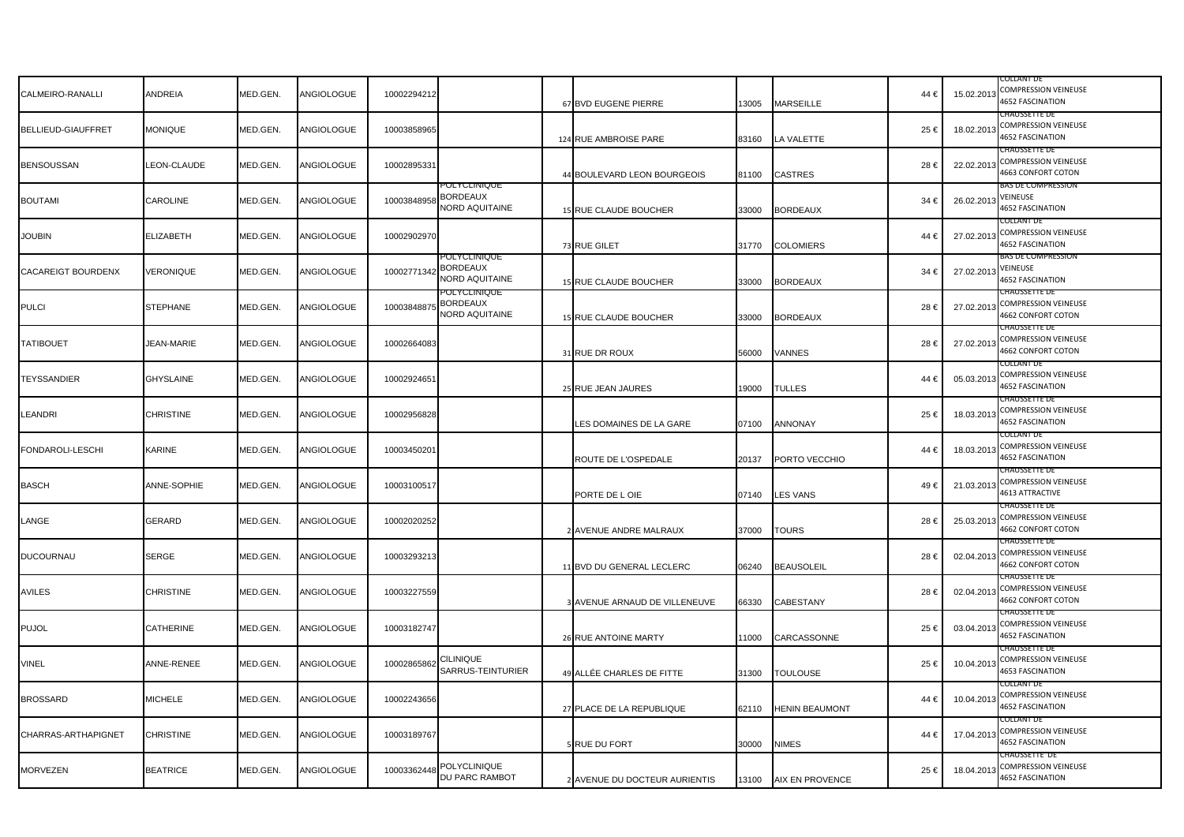| | | | | | | | | | | | | |
|---|---|---|---|---|---|---|---|---|---|---|---|---|
| CALMEIRO-RANALLI | ANDREIA | MED.GEN. | ANGIOLOGUE | 10002294212 | | 67 | BVD EUGENE PIERRE | 13005 | MARSEILLE | 44 € | 15.02.2013 | COLLANT DE COMPRESSION VEINEUSE 4652 FASCINATION |
| BELLIEUD-GIAUFFRET | MONIQUE | MED.GEN. | ANGIOLOGUE | 10003858965 | | 124 | RUE AMBROISE PARE | 83160 | LA VALETTE | 25 € | 18.02.2013 | CHAUSSETTE DE COMPRESSION VEINEUSE 4652 FASCINATION |
| BENSOUSSAN | LEON-CLAUDE | MED.GEN. | ANGIOLOGUE | 10002895331 | | 44 | BOULEVARD LEON BOURGEOIS | 81100 | CASTRES | 28 € | 22.02.2013 | CHAUSSETTE DE COMPRESSION VEINEUSE 4663 CONFORT COTON |
| BOUTAMI | CAROLINE | MED.GEN. | ANGIOLOGUE | 10003848958 | POLYCLINIQUE BORDEAUX NORD AQUITAINE | 15 | RUE CLAUDE BOUCHER | 33000 | BORDEAUX | 34 € | 26.02.2013 | BAS DE COMPRESSION VEINEUSE 4652 FASCINATION |
| JOUBIN | ELIZABETH | MED.GEN. | ANGIOLOGUE | 10002902970 | | 73 | RUE GILET | 31770 | COLOMIERS | 44 € | 27.02.2013 | COLLANT DE COMPRESSION VEINEUSE 4652 FASCINATION |
| CACAREIGT BOURDENX | VERONIQUE | MED.GEN. | ANGIOLOGUE | 10002771342 | POLYCLINIQUE BORDEAUX NORD AQUITAINE | 15 | RUE CLAUDE BOUCHER | 33000 | BORDEAUX | 34 € | 27.02.2013 | BAS DE COMPRESSION VEINEUSE 4652 FASCINATION |
| PULCI | STEPHANE | MED.GEN. | ANGIOLOGUE | 10003848875 | POLYCLINIQUE BORDEAUX NORD AQUITAINE | 15 | RUE CLAUDE BOUCHER | 33000 | BORDEAUX | 28 € | 27.02.2013 | CHAUSSETTE DE COMPRESSION VEINEUSE 4662 CONFORT COTON |
| TATIBOUET | JEAN-MARIE | MED.GEN. | ANGIOLOGUE | 10002664083 | | 31 | RUE DR ROUX | 56000 | VANNES | 28 € | 27.02.2013 | CHAUSSETTE DE COMPRESSION VEINEUSE 4662 CONFORT COTON |
| TEYSSANDIER | GHYSLAINE | MED.GEN. | ANGIOLOGUE | 10002924651 | | 25 | RUE JEAN JAURES | 19000 | TULLES | 44 € | 05.03.2013 | COLLANT DE COMPRESSION VEINEUSE 4652 FASCINATION |
| LEANDRI | CHRISTINE | MED.GEN. | ANGIOLOGUE | 10002956828 | | | LES DOMAINES DE LA GARE | 07100 | ANNONAY | 25 € | 18.03.2013 | CHAUSSETTE DE COMPRESSION VEINEUSE 4652 FASCINATION |
| FONDAROLI-LESCHI | KARINE | MED.GEN. | ANGIOLOGUE | 10003450201 | | | ROUTE DE L'OSPEDALE | 20137 | PORTO VECCHIO | 44 € | 18.03.2013 | COLLANT DE COMPRESSION VEINEUSE 4652 FASCINATION |
| BASCH | ANNE-SOPHIE | MED.GEN. | ANGIOLOGUE | 10003100517 | | | PORTE DE L OIE | 07140 | LES VANS | 49 € | 21.03.2013 | CHAUSSETTE DE COMPRESSION VEINEUSE 4613 ATTRACTIVE |
| LANGE | GERARD | MED.GEN. | ANGIOLOGUE | 10002020252 | | 2 | AVENUE ANDRE MALRAUX | 37000 | TOURS | 28 € | 25.03.2013 | CHAUSSETTE DE COMPRESSION VEINEUSE 4662 CONFORT COTON |
| DUCOURNAU | SERGE | MED.GEN. | ANGIOLOGUE | 10003293213 | | 11 | BVD DU GENERAL LECLERC | 06240 | BEAUSOLEIL | 28 € | 02.04.2013 | CHAUSSETTE DE COMPRESSION VEINEUSE 4662 CONFORT COTON |
| AVILES | CHRISTINE | MED.GEN. | ANGIOLOGUE | 10003227559 | | 3 | AVENUE ARNAUD DE VILLENEUVE | 66330 | CABESTANY | 28 € | 02.04.2013 | CHAUSSETTE DE COMPRESSION VEINEUSE 4662 CONFORT COTON |
| PUJOL | CATHERINE | MED.GEN. | ANGIOLOGUE | 10003182747 | | 26 | RUE ANTOINE MARTY | 11000 | CARCASSONNE | 25 € | 03.04.2013 | CHAUSSETTE DE COMPRESSION VEINEUSE 4652 FASCINATION |
| VINEL | ANNE-RENEE | MED.GEN. | ANGIOLOGUE | 10002865862 | CILINIQUE SARRUS-TEINTURIER | 49 | ALLÉE CHARLES DE FITTE | 31300 | TOULOUSE | 25 € | 10.04.2013 | CHAUSSETTE DE COMPRESSION VEINEUSE 4653 FASCINATION |
| BROSSARD | MICHELE | MED.GEN. | ANGIOLOGUE | 10002243656 | | 27 | PLACE DE LA REPUBLIQUE | 62110 | HENIN BEAUMONT | 44 € | 10.04.2013 | COLLANT DE COMPRESSION VEINEUSE 4652 FASCINATION |
| CHARRAS-ARTHAPIGNET | CHRISTINE | MED.GEN. | ANGIOLOGUE | 10003189767 | | 5 | RUE DU FORT | 30000 | NIMES | 44 € | 17.04.2013 | COLLANT DE COMPRESSION VEINEUSE 4652 FASCINATION |
| MORVEZEN | BEATRICE | MED.GEN. | ANGIOLOGUE | 10003362448 | POLYCLINIQUE DU PARC RAMBOT | 2 | AVENUE DU DOCTEUR AURIENTIS | 13100 | AIX EN PROVENCE | 25 € | 18.04.2013 | CHAUSSETTE DE COMPRESSION VEINEUSE 4652 FASCINATION |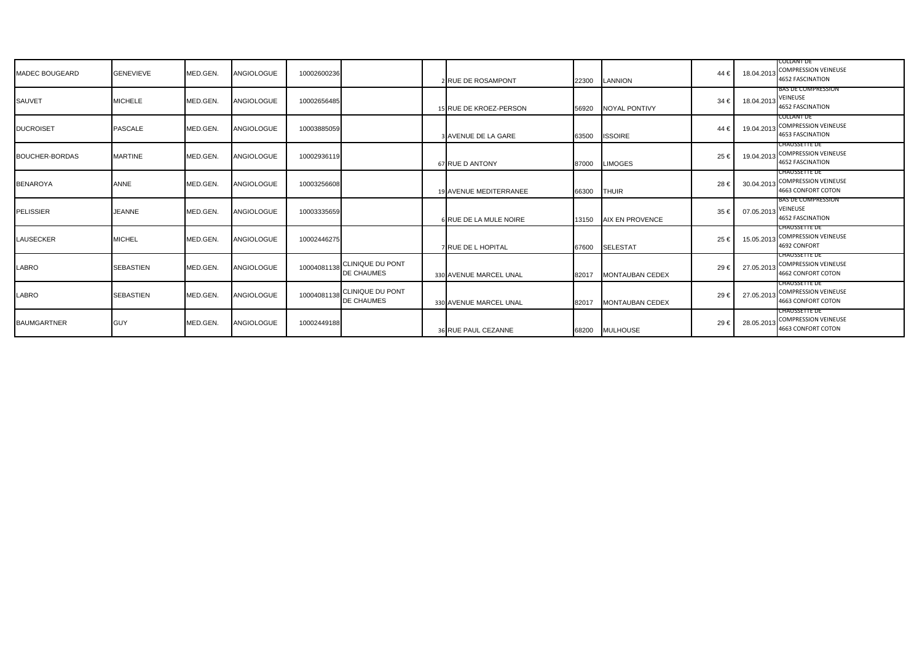| | | | | | | | | | | | | |
|---|---|---|---|---|---|---|---|---|---|---|---|---|
| MADEC BOUGEARD | GENEVIEVE | MED.GEN. | ANGIOLOGUE | 10002600236 | | 2 | RUE DE ROSAMPONT | 22300 | LANNION | 44 € | 18.04.2013 | COLLANT DE COMPRESSION VEINEUSE 4652 FASCINATION |
| SAUVET | MICHELE | MED.GEN. | ANGIOLOGUE | 10002656485 | | 15 | RUE DE KROEZ-PERSON | 56920 | NOYAL PONTIVY | 34 € | 18.04.2013 | BAS DE COMPRESSION VEINEUSE 4652 FASCINATION |
| DUCROISET | PASCALE | MED.GEN. | ANGIOLOGUE | 10003885059 | | 3 | AVENUE DE LA GARE | 63500 | ISSOIRE | 44 € | 19.04.2013 | COLLANT DE COMPRESSION VEINEUSE 4653 FASCINATION |
| BOUCHER-BORDAS | MARTINE | MED.GEN. | ANGIOLOGUE | 10002936119 | | 67 | RUE D ANTONY | 87000 | LIMOGES | 25 € | 19.04.2013 | CHAUSSETTE DE COMPRESSION VEINEUSE 4652 FASCINATION |
| BENAROYA | ANNE | MED.GEN. | ANGIOLOGUE | 10003256608 | | 19 | AVENUE MEDITERRANEE | 66300 | THUIR | 28 € | 30.04.2013 | CHAUSSETTE DE COMPRESSION VEINEUSE 4663 CONFORT COTON |
| PELISSIER | JEANNE | MED.GEN. | ANGIOLOGUE | 10003335659 | | 6 | RUE DE LA MULE NOIRE | 13150 | AIX EN PROVENCE | 35 € | 07.05.2013 | BAS DE COMPRESSION VEINEUSE 4652 FASCINATION |
| LAUSECKER | MICHEL | MED.GEN. | ANGIOLOGUE | 10002446275 | | 7 | RUE DE L HOPITAL | 67600 | SELESTAT | 25 € | 15.05.2013 | CHAUSSETTE DE COMPRESSION VEINEUSE 4692 CONFORT |
| LABRO | SEBASTIEN | MED.GEN. | ANGIOLOGUE | 10004081138 | CLINIQUE DU PONT DE CHAUMES | 330 | AVENUE MARCEL UNAL | 82017 | MONTAUBAN CEDEX | 29 € | 27.05.2013 | CHAUSSETTE DE COMPRESSION VEINEUSE 4662 CONFORT COTON |
| LABRO | SEBASTIEN | MED.GEN. | ANGIOLOGUE | 10004081138 | CLINIQUE DU PONT DE CHAUMES | 330 | AVENUE MARCEL UNAL | 82017 | MONTAUBAN CEDEX | 29 € | 27.05.2013 | CHAUSSETTE DE COMPRESSION VEINEUSE 4663 CONFORT COTON |
| BAUMGARTNER | GUY | MED.GEN. | ANGIOLOGUE | 10002449188 | | 36 | RUE PAUL CEZANNE | 68200 | MULHOUSE | 29 € | 28.05.2013 | CHAUSSETTE DE COMPRESSION VEINEUSE 4663 CONFORT COTON |